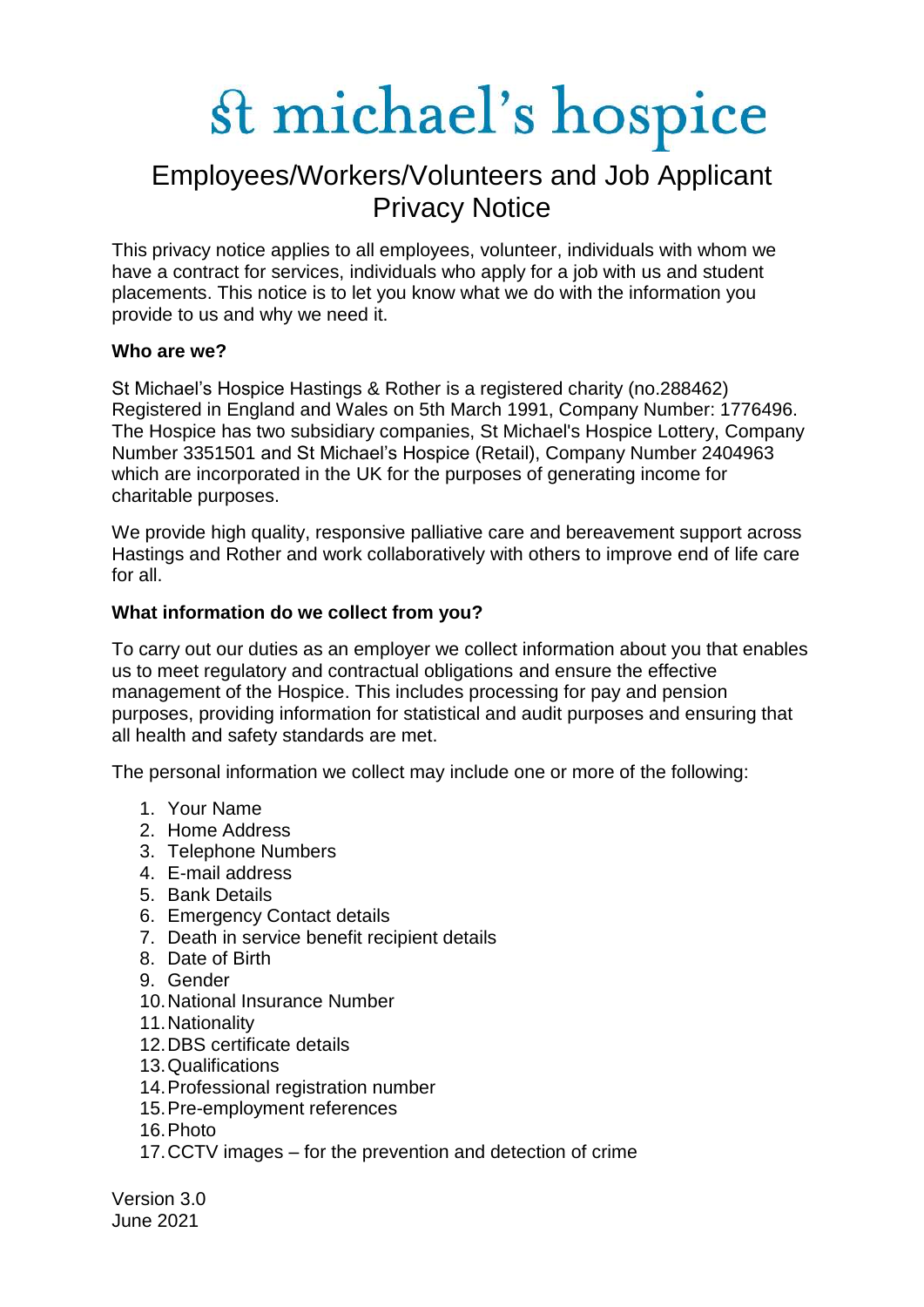# st michael's hospice

## Employees/Workers/Volunteers and Job Applicant Privacy Notice

This privacy notice applies to all employees, volunteer, individuals with whom we have a contract for services, individuals who apply for a job with us and student placements. This notice is to let you know what we do with the information you provide to us and why we need it.

**Who are we?**

St Michael's Hospice Hastings & Rother is a registered charity (no.288462) Registered in England and Wales on 5th March 1991, Company Number: 1776496. The Hospice has two subsidiary companies, St Michael's Hospice Lottery, Company Number 3351501 and St Michael's Hospice (Retail), Company Number 2404963 which are incorporated in the UK for the purposes of generating income for charitable purposes.

We provide high quality, responsive palliative care and bereavement support across Hastings and Rother and work collaboratively with others to improve end of life care for all.

**What information do we collect from you?**

To carry out our duties as an employer we collect information about you that enables us to meet regulatory and contractual obligations and ensure the effective management of the Hospice. This includes processing for pay and pension purposes, providing information for statistical and audit purposes and ensuring that all health and safety standards are met.

The personal information we collect may include one or more of the following:

1. Your Name
2. Home Address
3. Telephone Numbers
4. E-mail address
5. Bank Details
6. Emergency Contact details
7. Death in service benefit recipient details
8. Date of Birth
9. Gender
10. National Insurance Number
11. Nationality
12. DBS certificate details
13. Qualifications
14. Professional registration number
15. Pre-employment references
16. Photo
17. CCTV images – for the prevention and detection of crime

Version 3.0
June 2021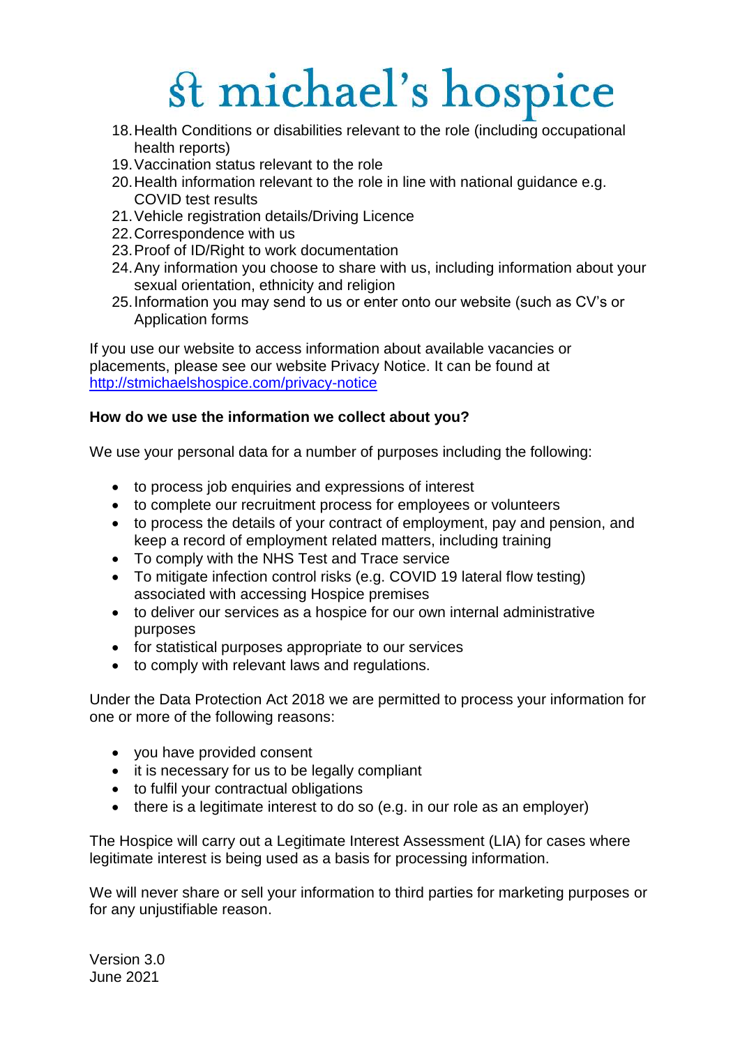18. Health Conditions or disabilities relevant to the role (including occupational health reports)
19. Vaccination status relevant to the role
20. Health information relevant to the role in line with national guidance e.g. COVID test results
21. Vehicle registration details/Driving Licence
22. Correspondence with us
23. Proof of ID/Right to work documentation
24. Any information you choose to share with us, including information about your sexual orientation, ethnicity and religion
25. Information you may send to us or enter onto our website (such as CV's or Application forms

If you use our website to access information about available vacancies or placements, please see our website Privacy Notice. It can be found at [http://stmichaelshospice.com/privacy-notice](http://stmichaelshospice.com/privacy-notice)

**How do we use the information we collect about you?**

We use your personal data for a number of purposes including the following:

- to process job enquiries and expressions of interest
- to complete our recruitment process for employees or volunteers
- to process the details of your contract of employment, pay and pension, and keep a record of employment related matters, including training
- To comply with the NHS Test and Trace service
- To mitigate infection control risks (e.g. COVID 19 lateral flow testing) associated with accessing Hospice premises
- to deliver our services as a hospice for our own internal administrative purposes
- for statistical purposes appropriate to our services
- to comply with relevant laws and regulations.

Under the Data Protection Act 2018 we are permitted to process your information for one or more of the following reasons:

- you have provided consent
- it is necessary for us to be legally compliant
- to fulfil your contractual obligations
- there is a legitimate interest to do so (e.g. in our role as an employer)

The Hospice will carry out a Legitimate Interest Assessment (LIA) for cases where legitimate interest is being used as a basis for processing information.

We will never share or sell your information to third parties for marketing purposes or for any unjustifiable reason.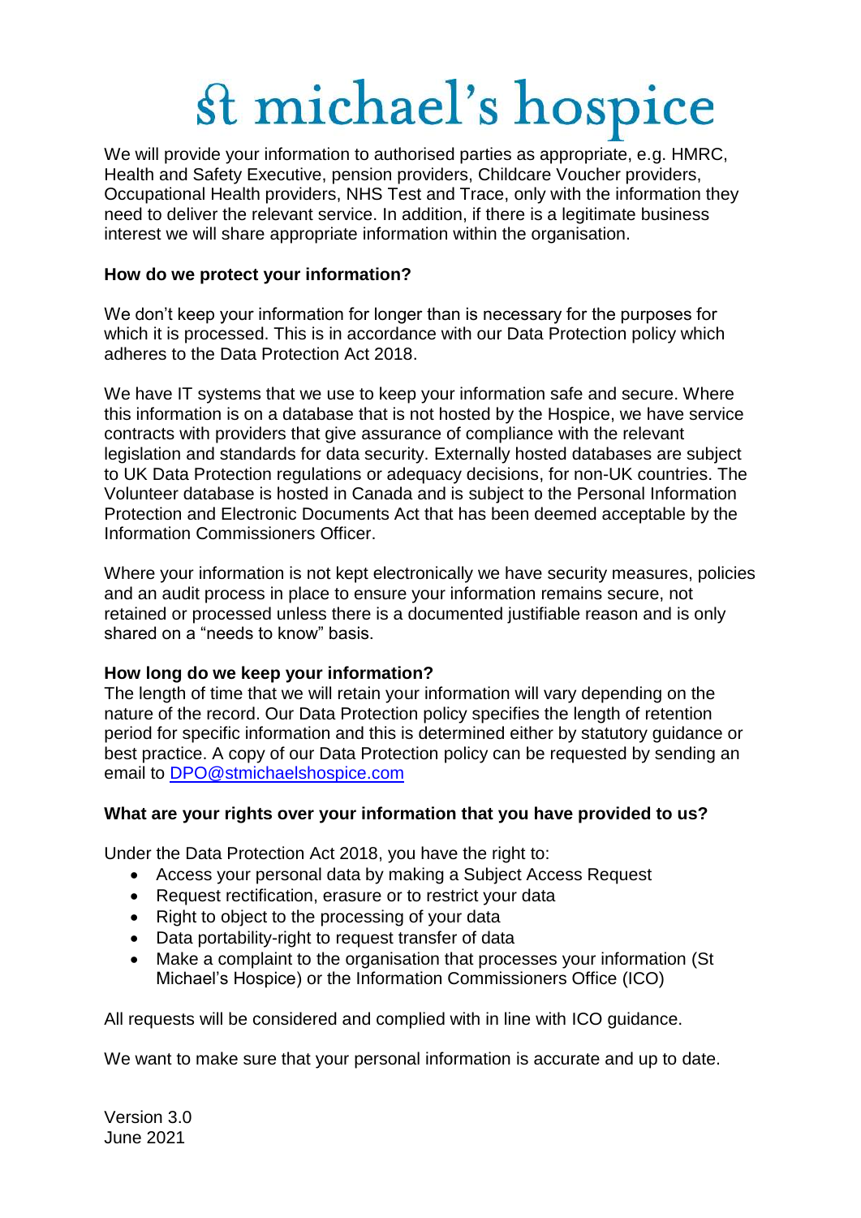We will provide your information to authorised parties as appropriate, e.g. HMRC, Health and Safety Executive, pension providers, Childcare Voucher providers, Occupational Health providers, NHS Test and Trace, only with the information they need to deliver the relevant service. In addition, if there is a legitimate business interest we will share appropriate information within the organisation.

**How do we protect your information?**

We don't keep your information for longer than is necessary for the purposes for which it is processed. This is in accordance with our Data Protection policy which adheres to the Data Protection Act 2018.

We have IT systems that we use to keep your information safe and secure. Where this information is on a database that is not hosted by the Hospice, we have service contracts with providers that give assurance of compliance with the relevant legislation and standards for data security. Externally hosted databases are subject to UK Data Protection regulations or adequacy decisions, for non-UK countries. The Volunteer database is hosted in Canada and is subject to the Personal Information Protection and Electronic Documents Act that has been deemed acceptable by the Information Commissioners Officer.

Where your information is not kept electronically we have security measures, policies and an audit process in place to ensure your information remains secure, not retained or processed unless there is a documented justifiable reason and is only shared on a "needs to know" basis.

**How long do we keep your information?**

The length of time that we will retain your information will vary depending on the nature of the record. Our Data Protection policy specifies the length of retention period for specific information and this is determined either by statutory guidance or best practice. A copy of our Data Protection policy can be requested by sending an email to DPO@stmichaelshospice.com

**What are your rights over your information that you have provided to us?**

Under the Data Protection Act 2018, you have the right to:

- Access your personal data by making a Subject Access Request
- Request rectification, erasure or to restrict your data
- Right to object to the processing of your data
- Data portability-right to request transfer of data
- Make a complaint to the organisation that processes your information (St Michael's Hospice) or the Information Commissioners Office (ICO)

All requests will be considered and complied with in line with ICO guidance.

We want to make sure that your personal information is accurate and up to date.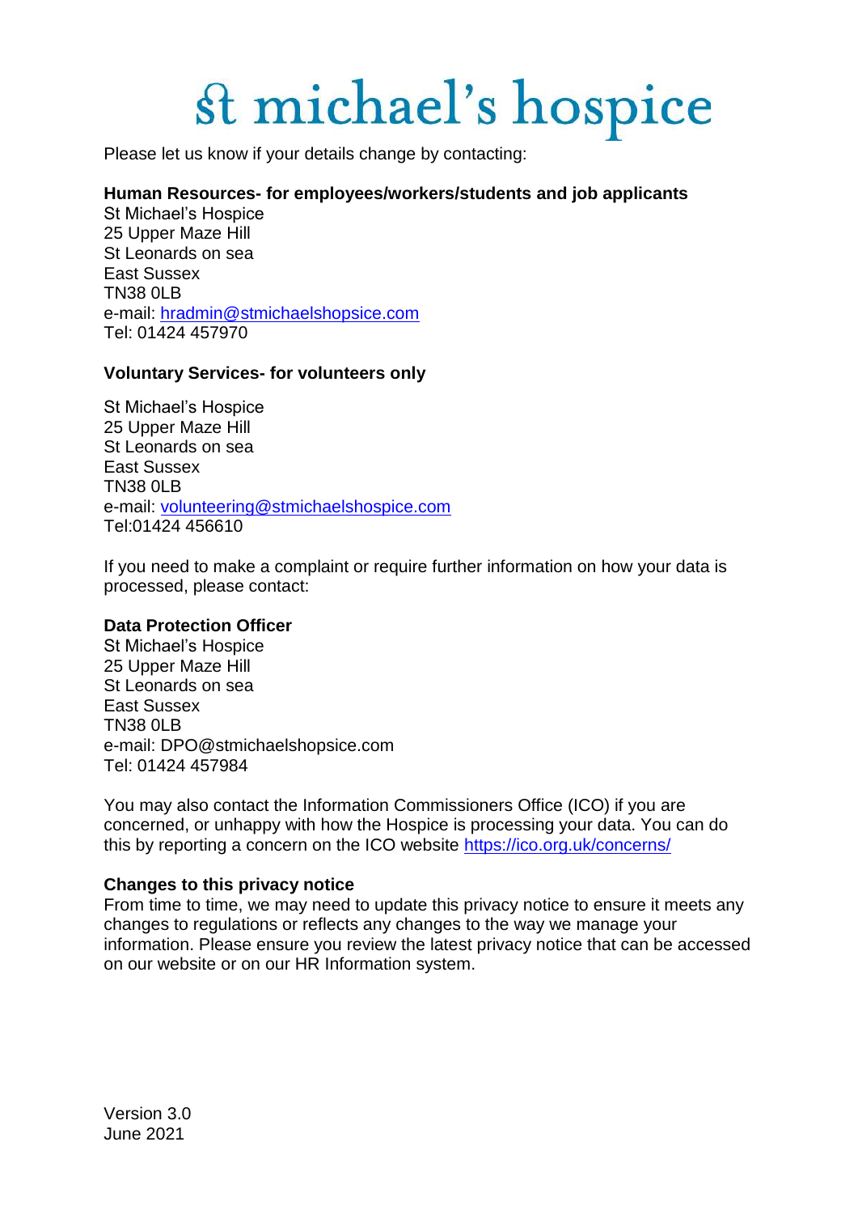# St michael's hospice

Please let us know if your details change by contacting:

**Human Resources- for employees/workers/students and job applicants**
St Michael's Hospice
25 Upper Maze Hill
St Leonards on sea
East Sussex
TN38 0LB
e-mail: hradmin@stmichaelshopsice.com
Tel: 01424 457970

**Voluntary Services- for volunteers only**

St Michael's Hospice
25 Upper Maze Hill
St Leonards on sea
East Sussex
TN38 0LB
e-mail: volunteering@stmichaelshospice.com
Tel:01424 456610

If you need to make a complaint or require further information on how your data is processed, please contact:

**Data Protection Officer**
St Michael's Hospice
25 Upper Maze Hill
St Leonards on sea
East Sussex
TN38 0LB
e-mail: DPO@stmichaelshopsice.com
Tel: 01424 457984

You may also contact the Information Commissioners Office (ICO) if you are concerned, or unhappy with how the Hospice is processing your data. You can do this by reporting a concern on the ICO website https://ico.org.uk/concerns/

**Changes to this privacy notice**
From time to time, we may need to update this privacy notice to ensure it meets any changes to regulations or reflects any changes to the way we manage your information. Please ensure you review the latest privacy notice that can be accessed on our website or on our HR Information system.

Version 3.0
June 2021